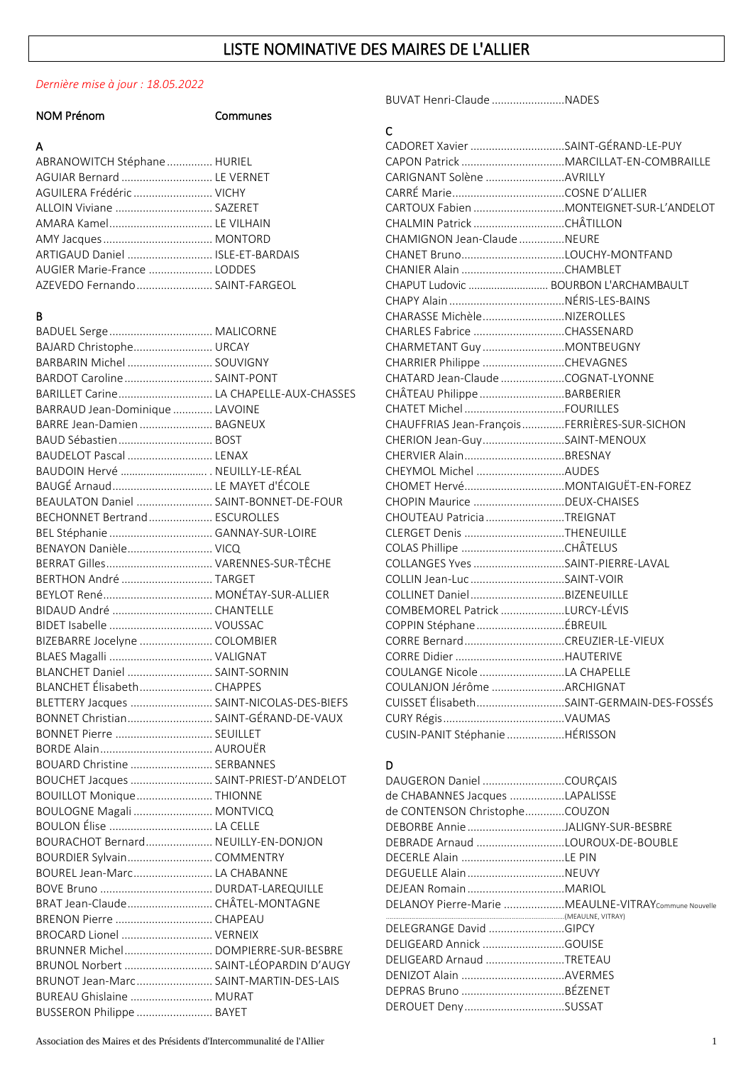# LISTE NOMINATIVE DES MAIRES DE L'ALLIER

*Dernière mise à jour : 18.05.2022*

| NOM Prénom | Communes |
|---|---|
| **A** | |
| ABRANOWITCH Stéphane | HURIEL |
| AGUIAR Bernard | LE VERNET |
| AGUILERA Frédéric | VICHY |
| ALLOIN Viviane | SAZERET |
| AMARA Kamel | LE VILHAIN |
| AMY Jacques | MONTORD |
| ARTIGAUD Daniel | ISLE-ET-BARDAIS |
| AUGIER Marie-France | LODDES |
| AZEVEDO Fernando | SAINT-FARGEOL |
| **B** | |
| BADUEL Serge | MALICORNE |
| BAJARD Christophe | URCAY |
| BARBARIN Michel | SOUVIGNY |
| BARDOT Caroline | SAINT-PONT |
| BARILLET Carine | LA CHAPELLE-AUX-CHASSES |
| BARRAUD Jean-Dominique | LAVOINE |
| BARRE Jean-Damien | BAGNEUX |
| BAUD Sébastien | BOST |
| BAUDELOT Pascal | LENAX |
| BAUDOIN Hervé | NEUILLY-LE-RÉAL |
| BAUGÉ Arnaud | LE MAYET d'ÉCOLE |
| BEAULATON Daniel | SAINT-BONNET-DE-FOUR |
| BECHONNET Bertrand | ESCUROLLES |
| BEL Stéphanie | GANNAY-SUR-LOIRE |
| BENAYON Danièle | VICQ |
| BERRAT Gilles | VARENNES-SUR-TÊCHE |
| BERTHON André | TARGET |
| BEYLOT René | MONÉTAY-SUR-ALLIER |
| BIDAUD André | CHANTELLE |
| BIDET Isabelle | VOUSSAC |
| BIZEBARRE Jocelyne | COLOMBIER |
| BLAES Magalli | VALIGNAT |
| BLANCHET Daniel | SAINT-SORNIN |
| BLANCHET Élisabeth | CHAPPES |
| BLETTERY Jacques | SAINT-NICOLAS-DES-BIEFS |
| BONNET Christian | SAINT-GÉRAND-DE-VAUX |
| BONNET Pierre | SEUILLET |
| BORDE Alain | AUROUËR |
| BOUARD Christine | SERBANNES |
| BOUCHET Jacques | SAINT-PRIEST-D'ANDELOT |
| BOUILLOT Monique | THIONNE |
| BOULOGNE Magali | MONTVICQ |
| BOULON Élise | LA CELLE |
| BOURACHOT Bernard | NEUILLY-EN-DONJON |
| BOURDIER Sylvain | COMMENTRY |
| BOUREL Jean-Marc | LA CHABANNE |
| BOVE Bruno | DURDAT-LAREQUILLE |
| BRAT Jean-Claude | CHÂTEL-MONTAGNE |
| BRENON Pierre | CHAPEAU |
| BROCARD Lionel | VERNEIX |
| BRUNNER Michel | DOMPIERRE-SUR-BESBRE |
| BRUNOL Norbert | SAINT-LÉOPARDIN D'AUGY |
| BRUNOT Jean-Marc | SAINT-MARTIN-DES-LAIS |
| BUREAU Ghislaine | MURAT |
| BUSSERON Philippe | BAYET |
| BUVAT Henri-Claude | NADES |
| **C** | |
| CADORET Xavier | SAINT-GÉRAND-LE-PUY |
| CAPON Patrick | MARCILLAT-EN-COMBRAILLE |
| CARIGNANT Solène | AVRILLY |
| CARRÉ Marie | COSNE D'ALLIER |
| CARTOUX Fabien | MONTEIGNET-SUR-L'ANDELOT |
| CHALMIN Patrick | CHÂTILLON |
| CHAMIGNON Jean-Claude | NEURE |
| CHANET Bruno | LOUCHY-MONTFAND |
| CHANIER Alain | CHAMBLET |
| CHAPUT Ludovic | BOURBON L'ARCHAMBAULT |
| CHAPY Alain | NÉRIS-LES-BAINS |
| CHARASSE Michèle | NIZEROLLES |
| CHARLES Fabrice | CHASSENARD |
| CHARMETANT Guy | MONTBEUGNY |
| CHARRIER Philippe | CHEVAGNES |
| CHATARD Jean-Claude | COGNAT-LYONNE |
| CHÂTEAU Philippe | BARBERIER |
| CHATET Michel | FOURILLES |
| CHAUFFRIAS Jean-François | FERRIÈRES-SUR-SICHON |
| CHERION Jean-Guy | SAINT-MENOUX |
| CHERVIER Alain | BRESNAY |
| CHEYMOL Michel | AUDES |
| CHOMET Hervé | MONTAIGUËT-EN-FOREZ |
| CHOPIN Maurice | DEUX-CHAISES |
| CHOUTEAU Patricia | TREIGNAT |
| CLERGET Denis | THENEUILLE |
| COLAS Phillipe | CHÂTELUS |
| COLLANGES Yves | SAINT-PIERRE-LAVAL |
| COLLIN Jean-Luc | SAINT-VOIR |
| COLLINET Daniel | BIZENEUILLE |
| COMBEMOREL Patrick | LURCY-LÉVIS |
| COPPIN Stéphane | ÉBREUIL |
| CORRE Bernard | CREUZIER-LE-VIEUX |
| CORRE Didier | HAUTERIVE |
| COULANGE Nicole | LA CHAPELLE |
| COULANJON Jérôme | ARCHIGNAT |
| CUISSET Élisabeth | SAINT-GERMAIN-DES-FOSSÉS |
| CURY Régis | VAUMAS |
| CUSIN-PANIT Stéphanie | HÉRISSON |
| **D** | |
| DAUGERON Daniel | COURÇAIS |
| de CHABANNES Jacques | LAPALISSE |
| de CONTENSON Christophe | COUZON |
| DEBORBE Annie | JALIGNY-SUR-BESBRE |
| DEBRADE Arnaud | LOUROUX-DE-BOUBLE |
| DECERLE Alain | LE PIN |
| DEGUELLE Alain | NEUVY |
| DEJEAN Romain | MARIOL |
| DELANOY Pierre-Marie | MEAULNE-VITRAY Commune Nouvelle (MEAULNE, VITRAY) |
| DELEGRANGE David | GIPCY |
| DELIGEARD Annick | GOUISE |
| DELIGEARD Arnaud | TRETEAU |
| DENIZOT Alain | AVERMES |
| DEPRAS Bruno | BÉZENET |
| DEROUET Deny | SUSSAT |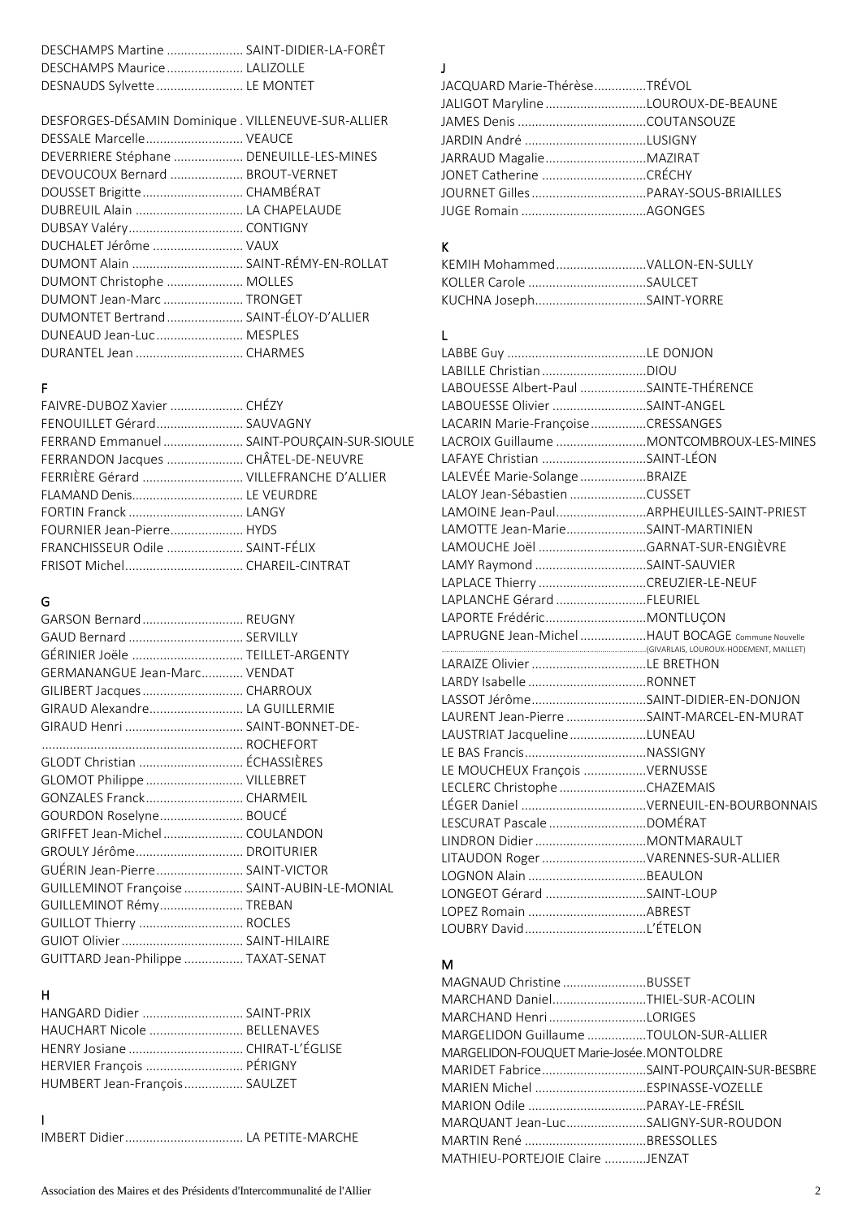DESCHAMPS Martine ...................... SAINT-DIDIER-LA-FORÊT
DESCHAMPS Maurice...................... LALIZOLLE
DESNAUDS Sylvette......................... LE MONTET

DESFORGES-DÉSAMIN Dominique . VILLENEUVE-SUR-ALLIER
DESSALE Marcelle............................ VEAUCE
DEVERRIERE Stéphane .................... DENEUILLE-LES-MINES
DEVOUCOUX Bernard ..................... BROUT-VERNET
DOUSSET Brigitte............................. CHAMBÉRAT
DUBREUIL Alain ............................... LA CHAPELAUDE
DUBSAY Valéry................................. CONTIGNY
DUCHALET Jérôme .......................... VAUX
DUMONT Alain ................................ SAINT-RÉMY-EN-ROLLAT
DUMONT Christophe ...................... MOLLES
DUMONT Jean-Marc ....................... TRONGET
DUMONTET Bertrand...................... SAINT-ÉLOY-D'ALLIER
DUNEAUD Jean-Luc......................... MESPLES
DURANTEL Jean .............................. CHARMES

## F

FAIVRE-DUBOZ Xavier ..................... CHÉZY
FENOUILLET Gérard......................... SAUVAGNY
FERRAND Emmanuel ....................... SAINT-POURÇAIN-SUR-SIOULE
FERRANDON Jacques ...................... CHÂTEL-DE-NEUVRE
FERRIÈRE Gérard ............................ VILLEFRANCHE D'ALLIER
FLAMAND Denis................................ LE VEURDRE
FORTIN Franck ................................. LANGY
FOURNIER Jean-Pierre..................... HYDS
FRANCHISSEUR Odile ...................... SAINT-FÉLIX
FRISOT Michel................................. CHAREIL-CINTRAT

## G

GARSON Bernard............................. REUGNY
GAUD Bernard ................................. SERVILLY
GÉRINIER Joële ................................ TEILLET-ARGENTY
GERMANANGUE Jean-Marc............ VENDAT
GILIBERT Jacques............................. CHARROUX
GIRAUD Alexandre........................... LA GUILLERMIE
GIRAUD Henri .................................. SAINT-BONNET-DE-ROCHEFORT
GLODT Christian .............................. ÉCHASSIÈRES
GLOMOT Philippe ............................ VILLEBRET
GONZALES Franck............................ CHARMEIL
GOURDON Roselyne........................ BOUCÉ
GRIFFET Jean-Michel....................... COULANDON
GROULY Jérôme............................... DROITURIER
GUÉRIN Jean-Pierre......................... SAINT-VICTOR
GUILLEMINOT Françoise ................. SAINT-AUBIN-LE-MONIAL
GUILLEMINOT Rémy........................ TREBAN
GUILLOT Thierry .............................. ROCLES
GUIOT Olivier................................... SAINT-HILAIRE
GUITTARD Jean-Philippe ................. TAXAT-SENAT

## H

HANGARD Didier ............................. SAINT-PRIX
HAUCHART Nicole ........................... BELLENAVES
HENRY Josiane ................................. CHIRAT-L'ÉGLISE
HERVIER François ............................ PÉRIGNY
HUMBERT Jean-François................. SAULZET

## I

IMBERT Didier.................................. LA PETITE-MARCHE

## J

JACQUARD Marie-Thérèse...............TRÉVOL
JALIGOT Maryline .............................LOUROUX-DE-BEAUNE
JAMES Denis .....................................COUTANSOUZE
JARDIN André ...................................LUSIGNY
JARRAUD Magalie.............................MAZIRAT
JONET Catherine ..............................CRÉCHY
JOURNET Gilles.................................PARAY-SOUS-BRIAILLES
JUGE Romain ....................................AGONGES

## K

KEMIH Mohammed..........................VALLON-EN-SULLY
KOLLER Carole ..................................SAULCET
KUCHNA Joseph................................SAINT-YORRE

## L

LABBE Guy ........................................LE DONJON
LABILLE Christian ..............................DIOU
LABOUESSE Albert-Paul ...................SAINTE-THÉRENCE
LABOUESSE Olivier ...........................SAINT-ANGEL
LACARIN Marie-Françoise................CRESSANGES
LACROIX Guillaume ..........................MONTCOMBROUX-LES-MINES
LAFAYE Christian ..............................SAINT-LÉON
LALEVÉE Marie-Solange ...................BRAIZE
LALOY Jean-Sébastien ......................CUSSET
LAMOINE Jean-Paul..........................ARPHEUILLES-SAINT-PRIEST
LAMOTTE Jean-Marie.......................SAINT-MARTINIEN
LAMOUCHE Joël ...............................GARNAT-SUR-ENGIÈVRE
LAMY Raymond ................................SAINT-SAUVIER
LAPLACE Thierry ...............................CREUZIER-LE-NEUF
LAPLANCHE Gérard ..........................FLEURIEL
LAPORTE Frédéric.............................MONTLUÇON
LAPRUGNE Jean-Michel ...................HAUT BOCAGE Commune Nouvelle (GIVARLAIS, LOUROUX-HODEMENT, MAILLET)
LARAIZE Olivier .................................LE BRETHON
LARDY Isabelle ..................................RONNET
LASSOT Jérôme.................................SAINT-DIDIER-EN-DONJON
LAURENT Jean-Pierre .......................SAINT-MARCEL-EN-MURAT
LAUSTRIAT Jacqueline......................LUNEAU
LE BAS Francis...................................NASSIGNY
LE MOUCHEUX François ..................VERNUSSE
LECLERC Christophe .........................CHAZEMAIS
LÉGER Daniel ....................................VERNEUIL-EN-BOURBONNAIS
LESCURAT Pascale ............................DOMÉRAT
LINDRON Didier ................................MONTMARAULT
LITAUDON Roger ..............................VARENNES-SUR-ALLIER
LOGNON Alain ..................................BEAULON
LONGEOT Gérard .............................SAINT-LOUP
LOPEZ Romain ..................................ABREST
LOUBRY David...................................L'ÉTELON

## M

MAGNAUD Christine ........................BUSSET
MARCHAND Daniel...........................THIEL-SUR-ACOLIN
MARCHAND Henri ............................LORIGES
MARGELIDON Guillaume .................TOULON-SUR-ALLIER
MARGELIDON-FOUQUET Marie-Josée.MONTOLDRE
MARIDET Fabrice..............................SAINT-POURÇAIN-SUR-BESBRE
MARIEN Michel ................................ESPINASSE-VOZELLE
MARION Odile ..................................PARAY-LE-FRÉSIL
MARQUANT Jean-Luc.......................SALIGNY-SUR-ROUDON
MARTIN René ...................................BRESSOLLES
MATHIEU-PORTEJOIE Claire ............JENZAT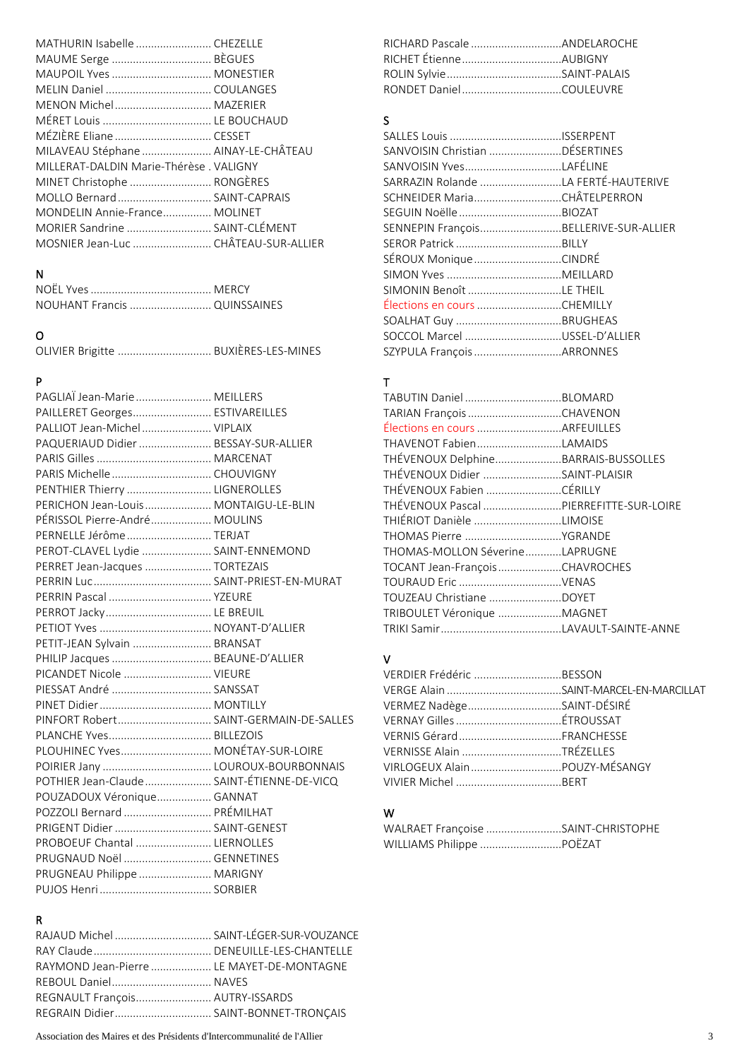MATHURIN Isabelle ......................... CHEZELLE
MAUME Serge ................................. BÈGUES
MAUPOIL Yves ................................ MONESTIER
MELIN Daniel .................................. COULANGES
MENON Michel ................................ MAZERIER
MÉRET Louis ................................... LE BOUCHAUD
MÉZIÈRE Eliane ............................... CESSET
MILAVEAU Stéphane ....................... AINAY-LE-CHÂTEAU
MILLERAT-DALDIN Marie-Thérèse . VALIGNY
MINET Christophe ........................... RONGÈRES
MOLLO Bernard ............................... SAINT-CAPRAIS
MONDELIN Annie-France ................ MOLINET
MORIER Sandrine ............................ SAINT-CLÉMENT
MOSNIER Jean-Luc .......................... CHÂTEAU-SUR-ALLIER

## N

NOËL Yves ........................................ MERCY
NOUHANT Francis ........................... QUINSSAINES

## O

OLIVIER Brigitte ............................... BUXIÈRES-LES-MINES

## P

PAGLIAÏ Jean-Marie ......................... MEILLERS
PAILLERET Georges .......................... ESTIVAREILLES
PALLIOT Jean-Michel ....................... VIPLAIX
PAQUERIAUD Didier ........................ BESSAY-SUR-ALLIER
PARIS Gilles ...................................... MARCENAT
PARIS Michelle ................................. CHOUVIGNY
PENTHIER Thierry ............................ LIGNEROLLES
PERICHON Jean-Louis ...................... MONTAIGU-LE-BLIN
PÉRISSOL Pierre-André .................... MOULINS
PERNELLE Jérôme ............................ TERJAT
PEROT-CLAVEL Lydie ....................... SAINT-ENNEMOND
PERRET Jean-Jacques ...................... TORTEZAIS
PERRIN Luc ....................................... SAINT-PRIEST-EN-MURAT
PERRIN Pascal .................................. YZEURE
PERROT Jacky ................................... LE BREUIL
PETIOT Yves ..................................... NOYANT-D'ALLIER
PETIT-JEAN Sylvain .......................... BRANSAT
PHILIP Jacques ................................. BEAUNE-D'ALLIER
PICANDET Nicole ............................. VIEURE
PIESSAT André ................................. SANSSAT
PINET Didier ..................................... MONTILLY
PINFORT Robert ............................... SAINT-GERMAIN-DE-SALLES
PLANCHE Yves .................................. BILLEZOIS
PLOUHINEC Yves .............................. MONÉTAY-SUR-LOIRE
POIRIER Jany .................................... LOUROUX-BOURBONNAIS
POTHIER Jean-Claude ...................... SAINT-ÉTIENNE-DE-VICQ
POUZADOUX Véronique .................. GANNAT
POZZOLI Bernard ............................. PRÉMILHAT
PRIGENT Didier ................................ SAINT-GENEST
PROBOEUF Chantal ......................... LIERNOLLES
PRUGNAUD Noël ............................. GENNETINES
PRUGNEAU Philippe ........................ MARIGNY
PUJOS Henri ..................................... SORBIER

## R

RAJAUD Michel ................................ SAINT-LÉGER-SUR-VOUZANCE
RAY Claude ....................................... DENEUILLE-LES-CHANTELLE
RAYMOND Jean-Pierre .................... LE MAYET-DE-MONTAGNE
REBOUL Daniel ................................. NAVES
REGNAULT François ......................... AUTRY-ISSARDS
REGRAIN Didier ................................ SAINT-BONNET-TRONÇAIS
RICHARD Pascale ..............................ANDELAROCHE
RICHET Étienne .................................AUBIGNY
ROLIN Sylvie ......................................SAINT-PALAIS
RONDET Daniel .................................COULEUVRE

## S

SALLES Louis .....................................ISSERPENT
SANVOISIN Christian ........................DÉSERTINES
SANVOISIN Yves ................................LAFÉLINE
SARRAZIN Rolande ...........................LA FERTÉ-HAUTERIVE
SCHNEIDER Maria .............................CHÂTELPERRON
SEGUIN Noëlle ..................................BIOZAT
SENNEPIN François ...........................BELLERIVE-SUR-ALLIER
SEROR Patrick ...................................BILLY
SÉROUX Monique .............................CINDRÉ
SIMON Yves ......................................MEILLARD
SIMONIN Benoît ...............................LE THEIL
Élections en cours ............................CHEMILLY
SOALHAT Guy ...................................BRUGHEAS
SOCCOL Marcel ................................USSEL-D'ALLIER
SZYPULA François .............................ARRONNES

## T

TABUTIN Daniel ................................BLOMARD
TARIAN François ...............................CHAVENON
Élections en cours ............................ARFEUILLES
THAVENOT Fabien ............................LAMAIDS
THÉVENOUX Delphine ......................BARRAIS-BUSSOLLES
THÉVENOUX Didier ..........................SAINT-PLAISIR
THÉVENOUX Fabien .........................CÉRILLY
THÉVENOUX Pascal ..........................PIERREFITTE-SUR-LOIRE
THIÉRIOT Danièle .............................LIMOISE
THOMAS Pierre ................................YGRANDE
THOMAS-MOLLON Séverine ............LAPRUGNE
TOCANT Jean-François .....................CHAVROCHES
TOURAUD Eric ..................................VENAS
TOUZEAU Christiane ........................DOYET
TRIBOULET Véronique .....................MAGNET
TRIKI Samir ........................................LAVAULT-SAINTE-ANNE

## V

VERDIER Frédéric .............................BESSON
VERGE Alain ......................................SAINT-MARCEL-EN-MARCILLAT
VERMEZ Nadège ...............................SAINT-DÉSIRÉ
VERNAY Gilles ...................................ÉTROUSSAT
VERNIS Gérard ..................................FRANCHESSE
VERNISSE Alain .................................TRÉZELLES
VIRLOGEUX Alain ..............................POUZY-MÉSANGY
VIVIER Michel ...................................BERT

## W

WALRAET Françoise .........................SAINT-CHRISTOPHE
WILLIAMS Philippe ...........................POËZAT